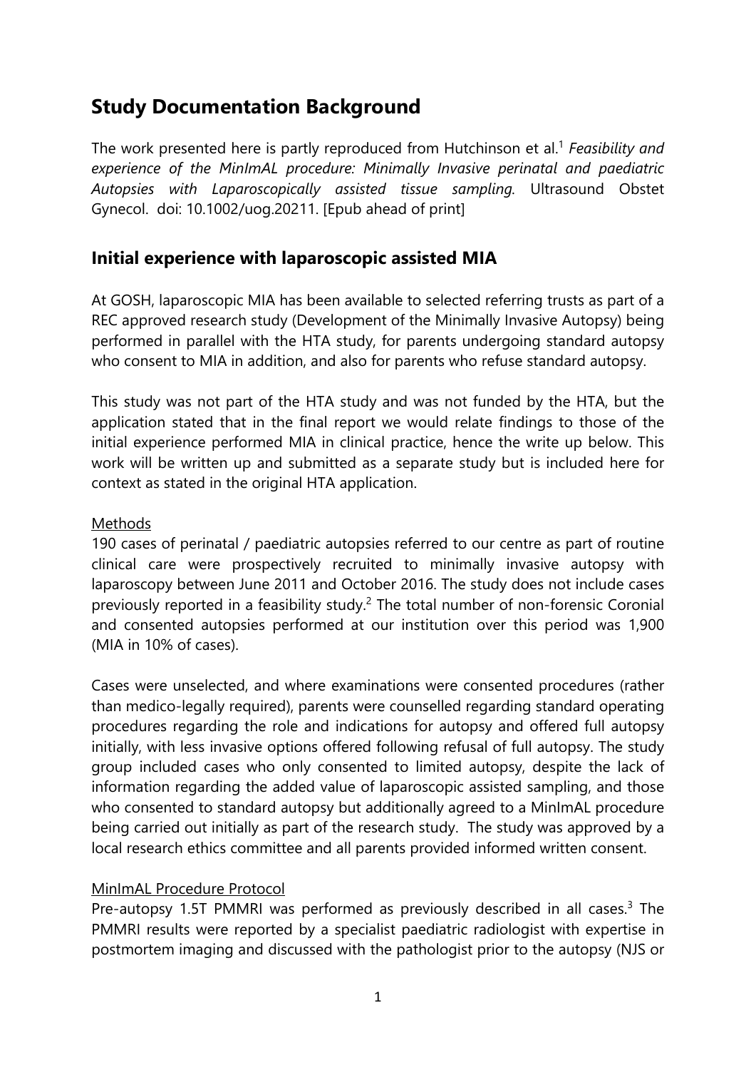# Study Documentation Background

The work presented here is partly reproduced from Hutchinson et al.[1] *Feasibility and experience of the MinImAL procedure: Minimally Invasive perinatal and paediatric Autopsies with Laparoscopically assisted tissue sampling.* Ultrasound Obstet Gynecol. doi: 10.1002/uog.20211. [Epub ahead of print]

## Initial experience with laparoscopic assisted MIA

At GOSH, laparoscopic MIA has been available to selected referring trusts as part of a REC approved research study (Development of the Minimally Invasive Autopsy) being performed in parallel with the HTA study, for parents undergoing standard autopsy who consent to MIA in addition, and also for parents who refuse standard autopsy.

This study was not part of the HTA study and was not funded by the HTA, but the application stated that in the final report we would relate findings to those of the initial experience performed MIA in clinical practice, hence the write up below. This work will be written up and submitted as a separate study but is included here for context as stated in the original HTA application.

Methods

190 cases of perinatal / paediatric autopsies referred to our centre as part of routine clinical care were prospectively recruited to minimally invasive autopsy with laparoscopy between June 2011 and October 2016. The study does not include cases previously reported in a feasibility study.[2] The total number of non-forensic Coronial and consented autopsies performed at our institution over this period was 1,900 (MIA in 10% of cases).

Cases were unselected, and where examinations were consented procedures (rather than medico-legally required), parents were counselled regarding standard operating procedures regarding the role and indications for autopsy and offered full autopsy initially, with less invasive options offered following refusal of full autopsy. The study group included cases who only consented to limited autopsy, despite the lack of information regarding the added value of laparoscopic assisted sampling, and those who consented to standard autopsy but additionally agreed to a MinImAL procedure being carried out initially as part of the research study. The study was approved by a local research ethics committee and all parents provided informed written consent.

MinImAL Procedure Protocol

Pre-autopsy 1.5T PMMRI was performed as previously described in all cases.[3] The PMMRI results were reported by a specialist paediatric radiologist with expertise in postmortem imaging and discussed with the pathologist prior to the autopsy (NJS or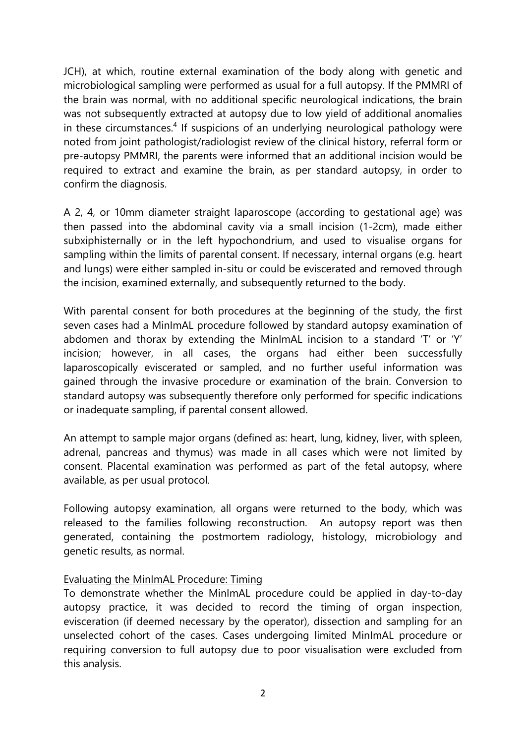JCH), at which, routine external examination of the body along with genetic and microbiological sampling were performed as usual for a full autopsy. If the PMMRI of the brain was normal, with no additional specific neurological indications, the brain was not subsequently extracted at autopsy due to low yield of additional anomalies in these circumstances.[4] If suspicions of an underlying neurological pathology were noted from joint pathologist/radiologist review of the clinical history, referral form or pre-autopsy PMMRI, the parents were informed that an additional incision would be required to extract and examine the brain, as per standard autopsy, in order to confirm the diagnosis.

A 2, 4, or 10mm diameter straight laparoscope (according to gestational age) was then passed into the abdominal cavity via a small incision (1-2cm), made either subxiphisternally or in the left hypochondrium, and used to visualise organs for sampling within the limits of parental consent. If necessary, internal organs (e.g. heart and lungs) were either sampled in-situ or could be eviscerated and removed through the incision, examined externally, and subsequently returned to the body.

With parental consent for both procedures at the beginning of the study, the first seven cases had a MinImAL procedure followed by standard autopsy examination of abdomen and thorax by extending the MinImAL incision to a standard 'T' or 'Y' incision; however, in all cases, the organs had either been successfully laparoscopically eviscerated or sampled, and no further useful information was gained through the invasive procedure or examination of the brain. Conversion to standard autopsy was subsequently therefore only performed for specific indications or inadequate sampling, if parental consent allowed.

An attempt to sample major organs (defined as: heart, lung, kidney, liver, with spleen, adrenal, pancreas and thymus) was made in all cases which were not limited by consent. Placental examination was performed as part of the fetal autopsy, where available, as per usual protocol.

Following autopsy examination, all organs were returned to the body, which was released to the families following reconstruction. An autopsy report was then generated, containing the postmortem radiology, histology, microbiology and genetic results, as normal.

Evaluating the MinImAL Procedure: Timing

To demonstrate whether the MinImAL procedure could be applied in day-to-day autopsy practice, it was decided to record the timing of organ inspection, evisceration (if deemed necessary by the operator), dissection and sampling for an unselected cohort of the cases. Cases undergoing limited MinImAL procedure or requiring conversion to full autopsy due to poor visualisation were excluded from this analysis.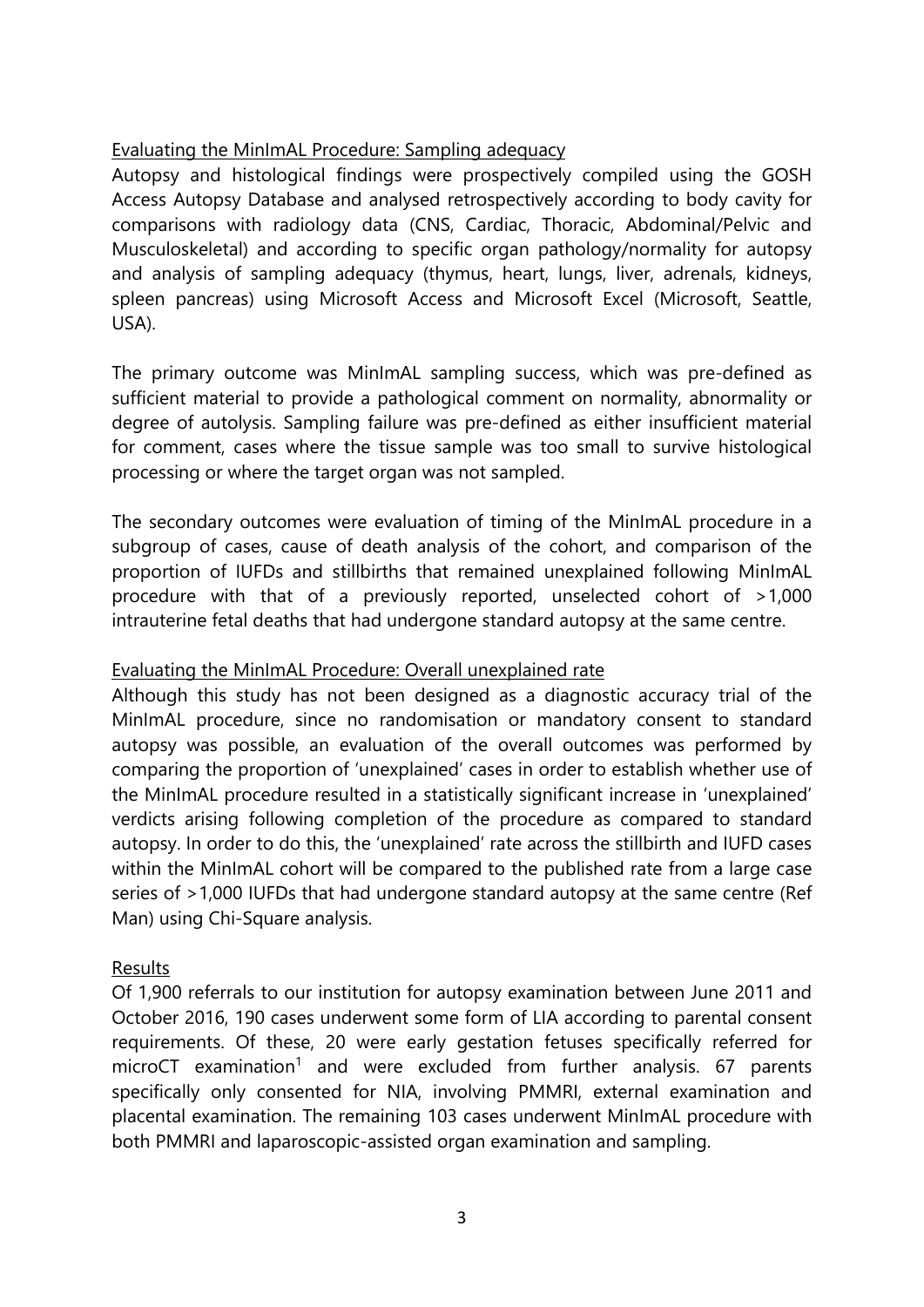Evaluating the MinImAL Procedure: Sampling adequacy

Autopsy and histological findings were prospectively compiled using the GOSH Access Autopsy Database and analysed retrospectively according to body cavity for comparisons with radiology data (CNS, Cardiac, Thoracic, Abdominal/Pelvic and Musculoskeletal) and according to specific organ pathology/normality for autopsy and analysis of sampling adequacy (thymus, heart, lungs, liver, adrenals, kidneys, spleen pancreas) using Microsoft Access and Microsoft Excel (Microsoft, Seattle, USA).

The primary outcome was MinImAL sampling success, which was pre-defined as sufficient material to provide a pathological comment on normality, abnormality or degree of autolysis. Sampling failure was pre-defined as either insufficient material for comment, cases where the tissue sample was too small to survive histological processing or where the target organ was not sampled.

The secondary outcomes were evaluation of timing of the MinImAL procedure in a subgroup of cases, cause of death analysis of the cohort, and comparison of the proportion of IUFDs and stillbirths that remained unexplained following MinImAL procedure with that of a previously reported, unselected cohort of >1,000 intrauterine fetal deaths that had undergone standard autopsy at the same centre.

Evaluating the MinImAL Procedure: Overall unexplained rate

Although this study has not been designed as a diagnostic accuracy trial of the MinImAL procedure, since no randomisation or mandatory consent to standard autopsy was possible, an evaluation of the overall outcomes was performed by comparing the proportion of 'unexplained' cases in order to establish whether use of the MinImAL procedure resulted in a statistically significant increase in 'unexplained' verdicts arising following completion of the procedure as compared to standard autopsy. In order to do this, the 'unexplained' rate across the stillbirth and IUFD cases within the MinImAL cohort will be compared to the published rate from a large case series of >1,000 IUFDs that had undergone standard autopsy at the same centre (Ref Man) using Chi-Square analysis.

Results

Of 1,900 referrals to our institution for autopsy examination between June 2011 and October 2016, 190 cases underwent some form of LIA according to parental consent requirements. Of these, 20 were early gestation fetuses specifically referred for microCT examination[1] and were excluded from further analysis. 67 parents specifically only consented for NIA, involving PMMRI, external examination and placental examination. The remaining 103 cases underwent MinImAL procedure with both PMMRI and laparoscopic-assisted organ examination and sampling.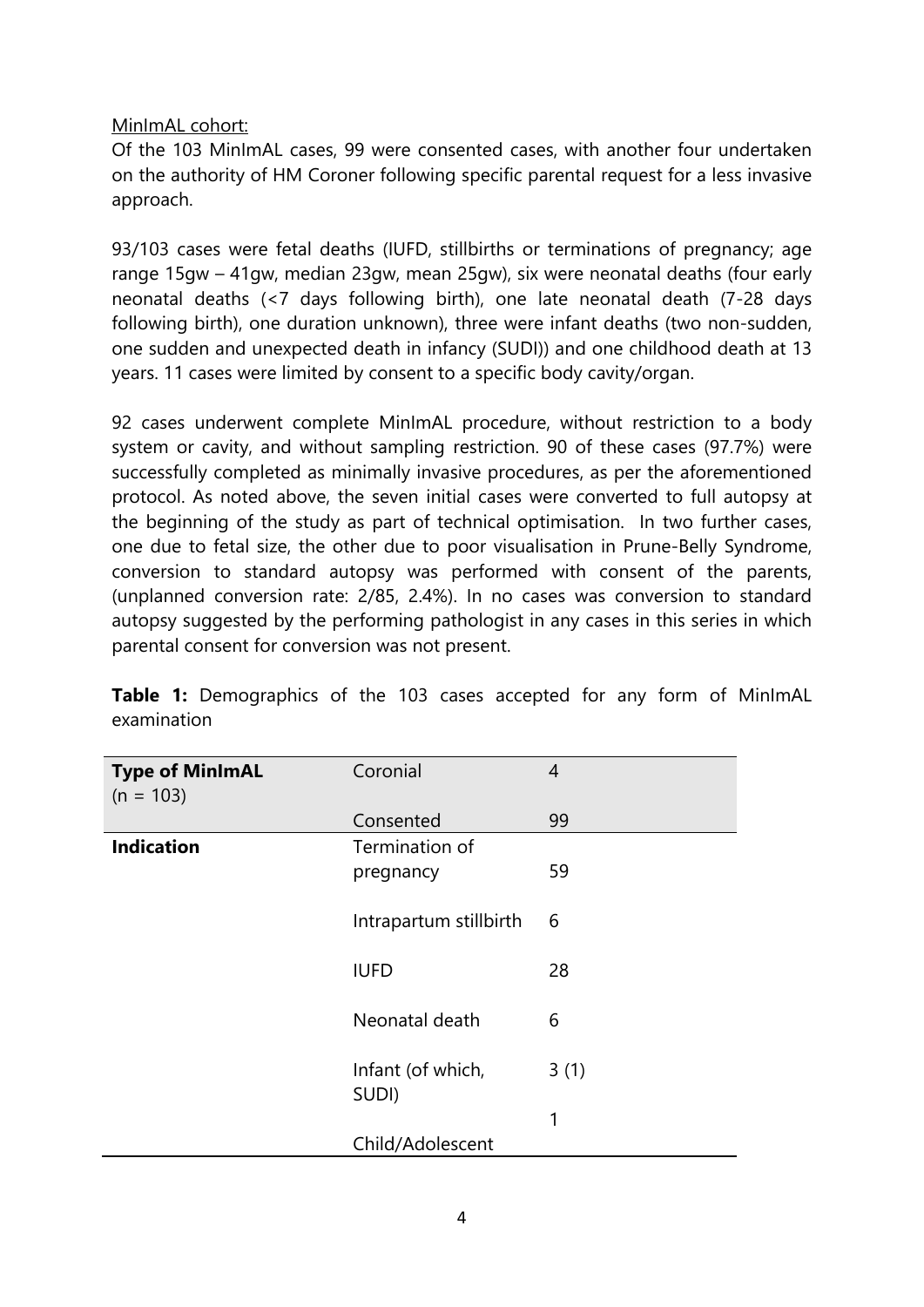MinImAL cohort:

Of the 103 MinImAL cases, 99 were consented cases, with another four undertaken on the authority of HM Coroner following specific parental request for a less invasive approach.

93/103 cases were fetal deaths (IUFD, stillbirths or terminations of pregnancy; age range 15gw – 41gw, median 23gw, mean 25gw), six were neonatal deaths (four early neonatal deaths (<7 days following birth), one late neonatal death (7-28 days following birth), one duration unknown), three were infant deaths (two non-sudden, one sudden and unexpected death in infancy (SUDI)) and one childhood death at 13 years. 11 cases were limited by consent to a specific body cavity/organ.

92 cases underwent complete MinImAL procedure, without restriction to a body system or cavity, and without sampling restriction. 90 of these cases (97.7%) were successfully completed as minimally invasive procedures, as per the aforementioned protocol. As noted above, the seven initial cases were converted to full autopsy at the beginning of the study as part of technical optimisation. In two further cases, one due to fetal size, the other due to poor visualisation in Prune-Belly Syndrome, conversion to standard autopsy was performed with consent of the parents, (unplanned conversion rate: 2/85, 2.4%). In no cases was conversion to standard autopsy suggested by the performing pathologist in any cases in this series in which parental consent for conversion was not present.

**Table 1:** Demographics of the 103 cases accepted for any form of MinImAL examination

| | | |
|---|---|---|
| **Type of MinImAL** (n = 103) | Coronial | 4 |
| | Consented | 99 |
| **Indication** | Termination of pregnancy | 59 |
| | Intrapartum stillbirth | 6 |
| | IUFD | 28 |
| | Neonatal death | 6 |
| | Infant (of which, SUDI) | 3 (1) |
| | Child/Adolescent | 1 |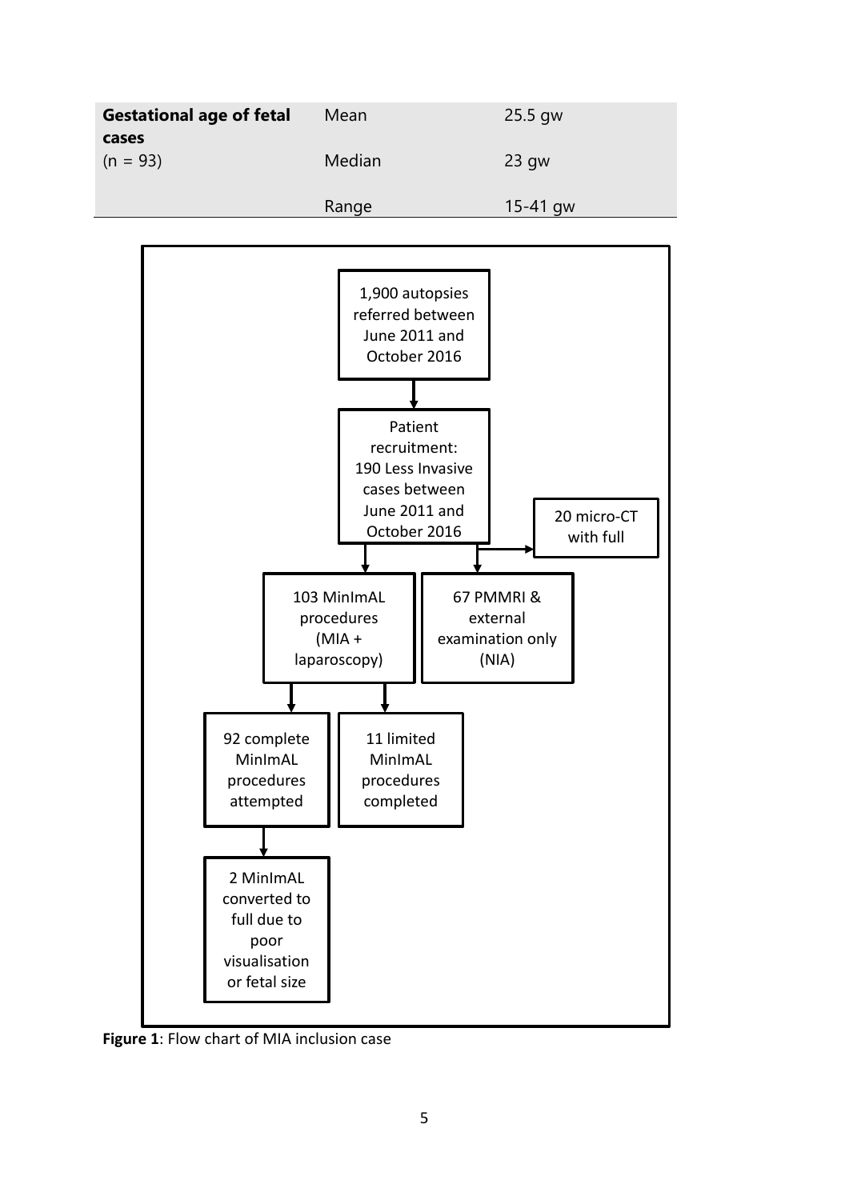| Gestational age of fetal cases (n = 93) | Mean | 25.5 gw |
|---|---|---|
| | Median | 23 gw |
| | Range | 15-41 gw |

1,900 autopsies referred between June 2011 and October 2016

→ Patient recruitment: 190 Less Invasive cases between June 2011 and October 2016

→ 20 micro-CT with full

→ 103 MinImAL procedures (MIA + laparoscopy)

→ 67 PMMRI & external examination only (NIA)

103 MinImAL procedures (MIA + laparoscopy):

→ 92 complete MinImAL procedures attempted

→ 11 limited MinImAL procedures completed

92 complete MinImAL procedures attempted:

→ 2 MinImAL converted to full due to poor visualisation or fetal size

**Figure 1**: Flow chart of MIA inclusion case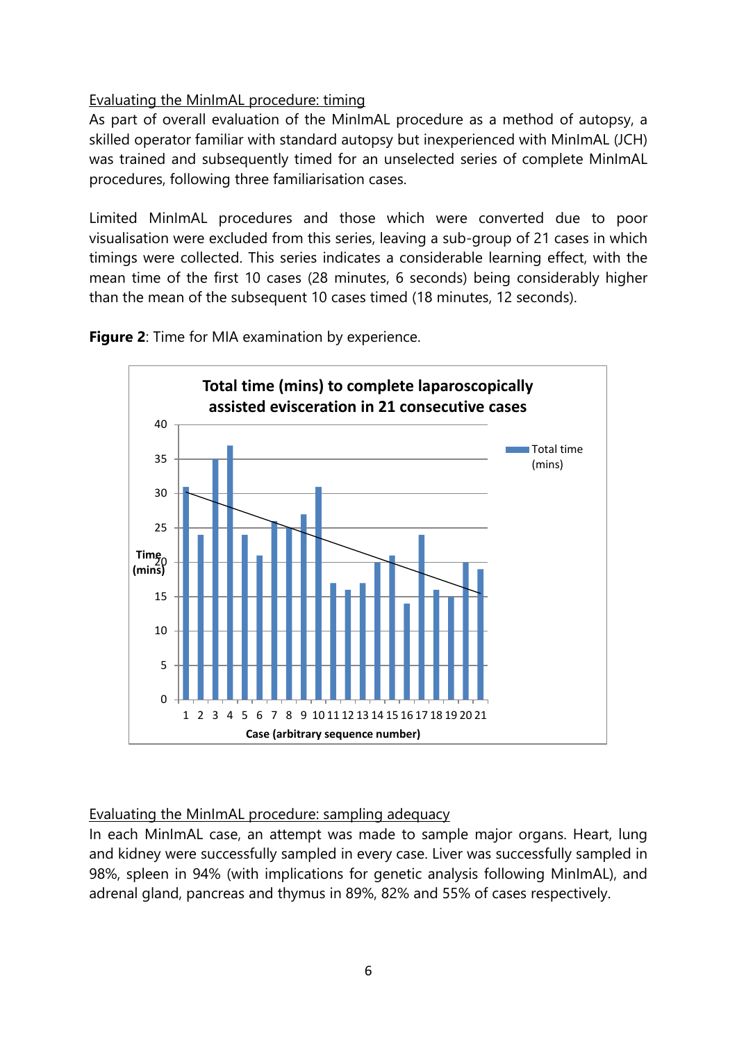Evaluating the MinImAL procedure: timing

As part of overall evaluation of the MinImAL procedure as a method of autopsy, a skilled operator familiar with standard autopsy but inexperienced with MinImAL (JCH) was trained and subsequently timed for an unselected series of complete MinImAL procedures, following three familiarisation cases.

Limited MinImAL procedures and those which were converted due to poor visualisation were excluded from this series, leaving a sub-group of 21 cases in which timings were collected. This series indicates a considerable learning effect, with the mean time of the first 10 cases (28 minutes, 6 seconds) being considerably higher than the mean of the subsequent 10 cases timed (18 minutes, 12 seconds).

**Figure 2**: Time for MIA examination by experience.

**Total time (mins) to complete laparoscopically assisted evisceration in 21 consecutive cases**

Evaluating the MinImAL procedure: sampling adequacy

In each MinImAL case, an attempt was made to sample major organs. Heart, lung and kidney were successfully sampled in every case. Liver was successfully sampled in 98%, spleen in 94% (with implications for genetic analysis following MinImAL), and adrenal gland, pancreas and thymus in 89%, 82% and 55% of cases respectively.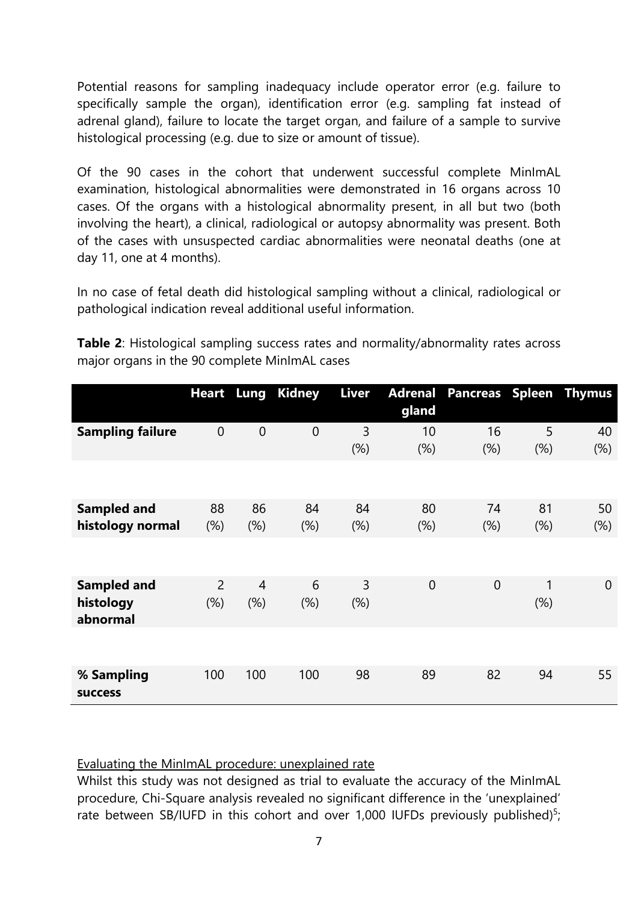Potential reasons for sampling inadequacy include operator error (e.g. failure to specifically sample the organ), identification error (e.g. sampling fat instead of adrenal gland), failure to locate the target organ, and failure of a sample to survive histological processing (e.g. due to size or amount of tissue).

Of the 90 cases in the cohort that underwent successful complete MinImAL examination, histological abnormalities were demonstrated in 16 organs across 10 cases. Of the organs with a histological abnormality present, in all but two (both involving the heart), a clinical, radiological or autopsy abnormality was present. Both of the cases with unsuspected cardiac abnormalities were neonatal deaths (one at day 11, one at 4 months).

In no case of fetal death did histological sampling without a clinical, radiological or pathological indication reveal additional useful information.

**Table 2**: Histological sampling success rates and normality/abnormality rates across major organs in the 90 complete MinImAL cases

| | Heart | Lung | Kidney | Liver | Adrenal gland | Pancreas | Spleen | Thymus |
|---|---|---|---|---|---|---|---|---|
| **Sampling failure** | 0 | 0 | 0 | 3 (%) | 10 (%) | 16 (%) | 5 (%) | 40 (%) |
| **Sampled and histology normal** | 88 (%) | 86 (%) | 84 (%) | 84 (%) | 80 (%) | 74 (%) | 81 (%) | 50 (%) |
| **Sampled and histology abnormal** | 2 (%) | 4 (%) | 6 (%) | 3 (%) | 0 | 0 | 1 (%) | 0 |
| **% Sampling success** | 100 | 100 | 100 | 98 | 89 | 82 | 94 | 55 |

Evaluating the MinImAL procedure: unexplained rate

Whilst this study was not designed as trial to evaluate the accuracy of the MinImAL procedure, Chi-Square analysis revealed no significant difference in the 'unexplained' rate between SB/IUFD in this cohort and over 1,000 IUFDs previously published)[5];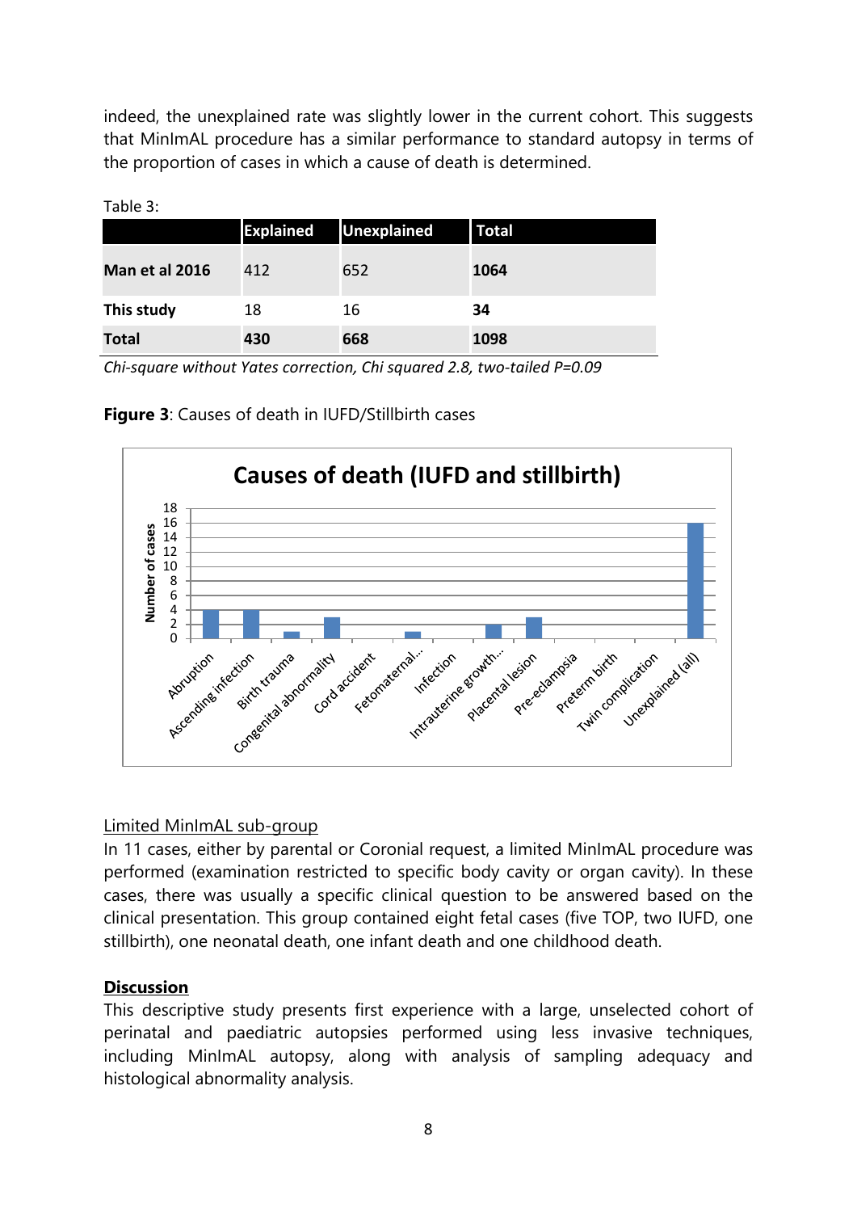indeed, the unexplained rate was slightly lower in the current cohort. This suggests that MinImAL procedure has a similar performance to standard autopsy in terms of the proportion of cases in which a cause of death is determined.

Table 3:

| | Explained | Unexplained | Total |
|---|---|---|---|
| **Man et al 2016** | 412 | 652 | **1064** |
| **This study** | 18 | 16 | **34** |
| **Total** | **430** | **668** | **1098** |

*Chi-square without Yates correction, Chi squared 2.8, two-tailed P=0.09*

**Figure 3**: Causes of death in IUFD/Stillbirth cases

Limited MinImAL sub-group

In 11 cases, either by parental or Coronial request, a limited MinImAL procedure was performed (examination restricted to specific body cavity or organ cavity). In these cases, there was usually a specific clinical question to be answered based on the clinical presentation. This group contained eight fetal cases (five TOP, two IUFD, one stillbirth), one neonatal death, one infant death and one childhood death.

## Discussion

This descriptive study presents first experience with a large, unselected cohort of perinatal and paediatric autopsies performed using less invasive techniques, including MinImAL autopsy, along with analysis of sampling adequacy and histological abnormality analysis.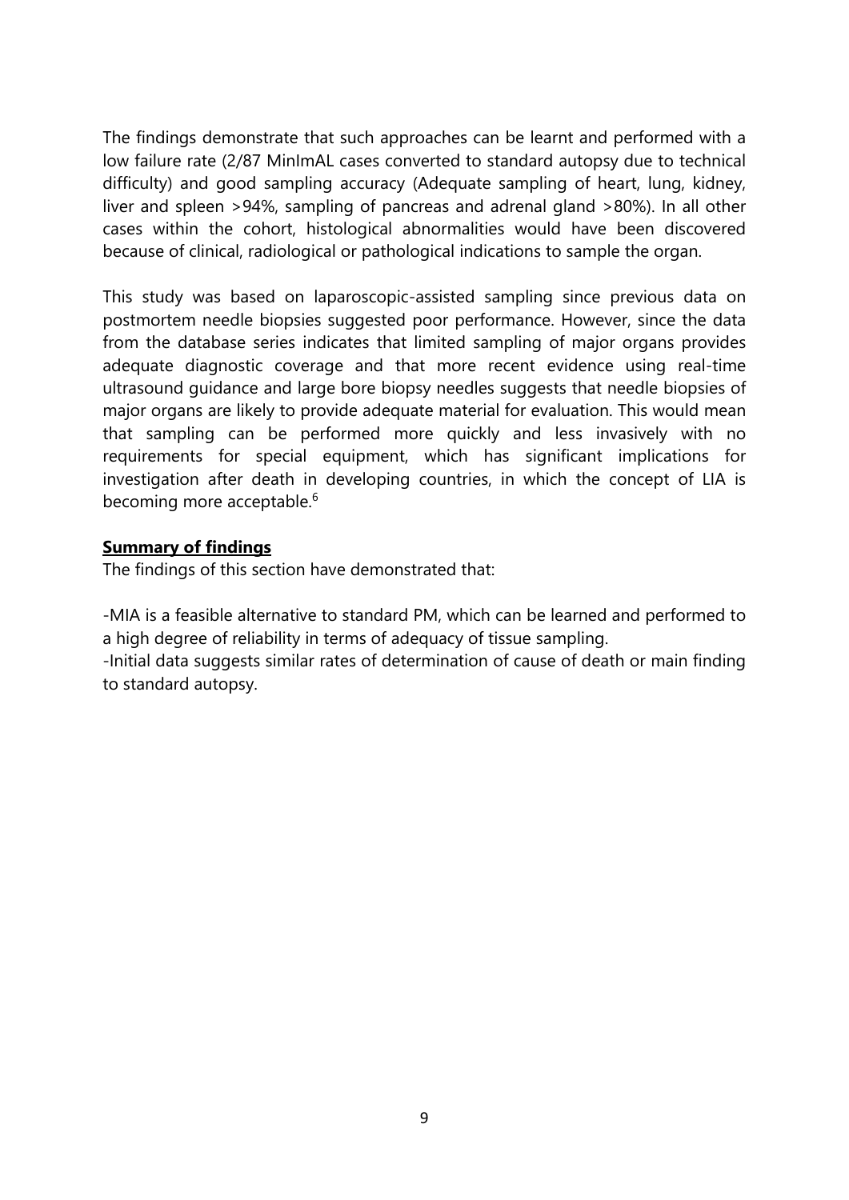The findings demonstrate that such approaches can be learnt and performed with a low failure rate (2/87 MinImAL cases converted to standard autopsy due to technical difficulty) and good sampling accuracy (Adequate sampling of heart, lung, kidney, liver and spleen >94%, sampling of pancreas and adrenal gland >80%). In all other cases within the cohort, histological abnormalities would have been discovered because of clinical, radiological or pathological indications to sample the organ.

This study was based on laparoscopic-assisted sampling since previous data on postmortem needle biopsies suggested poor performance. However, since the data from the database series indicates that limited sampling of major organs provides adequate diagnostic coverage and that more recent evidence using real-time ultrasound guidance and large bore biopsy needles suggests that needle biopsies of major organs are likely to provide adequate material for evaluation. This would mean that sampling can be performed more quickly and less invasively with no requirements for special equipment, which has significant implications for investigation after death in developing countries, in which the concept of LIA is becoming more acceptable.[6]

**Summary of findings**

The findings of this section have demonstrated that:

-MIA is a feasible alternative to standard PM, which can be learned and performed to a high degree of reliability in terms of adequacy of tissue sampling.
-Initial data suggests similar rates of determination of cause of death or main finding to standard autopsy.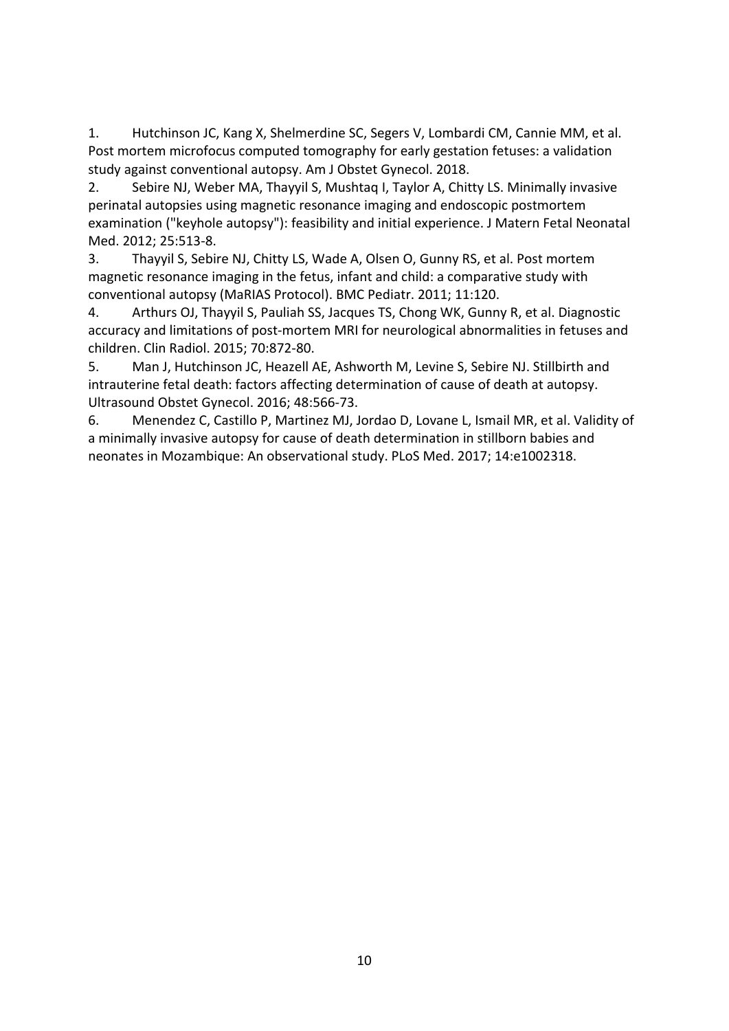1. Hutchinson JC, Kang X, Shelmerdine SC, Segers V, Lombardi CM, Cannie MM, et al. Post mortem microfocus computed tomography for early gestation fetuses: a validation study against conventional autopsy. Am J Obstet Gynecol. 2018.
2. Sebire NJ, Weber MA, Thayyil S, Mushtaq I, Taylor A, Chitty LS. Minimally invasive perinatal autopsies using magnetic resonance imaging and endoscopic postmortem examination ("keyhole autopsy"): feasibility and initial experience. J Matern Fetal Neonatal Med. 2012; 25:513-8.
3. Thayyil S, Sebire NJ, Chitty LS, Wade A, Olsen O, Gunny RS, et al. Post mortem magnetic resonance imaging in the fetus, infant and child: a comparative study with conventional autopsy (MaRIAS Protocol). BMC Pediatr. 2011; 11:120.
4. Arthurs OJ, Thayyil S, Pauliah SS, Jacques TS, Chong WK, Gunny R, et al. Diagnostic accuracy and limitations of post-mortem MRI for neurological abnormalities in fetuses and children. Clin Radiol. 2015; 70:872-80.
5. Man J, Hutchinson JC, Heazell AE, Ashworth M, Levine S, Sebire NJ. Stillbirth and intrauterine fetal death: factors affecting determination of cause of death at autopsy. Ultrasound Obstet Gynecol. 2016; 48:566-73.
6. Menendez C, Castillo P, Martinez MJ, Jordao D, Lovane L, Ismail MR, et al. Validity of a minimally invasive autopsy for cause of death determination in stillborn babies and neonates in Mozambique: An observational study. PLoS Med. 2017; 14:e1002318.